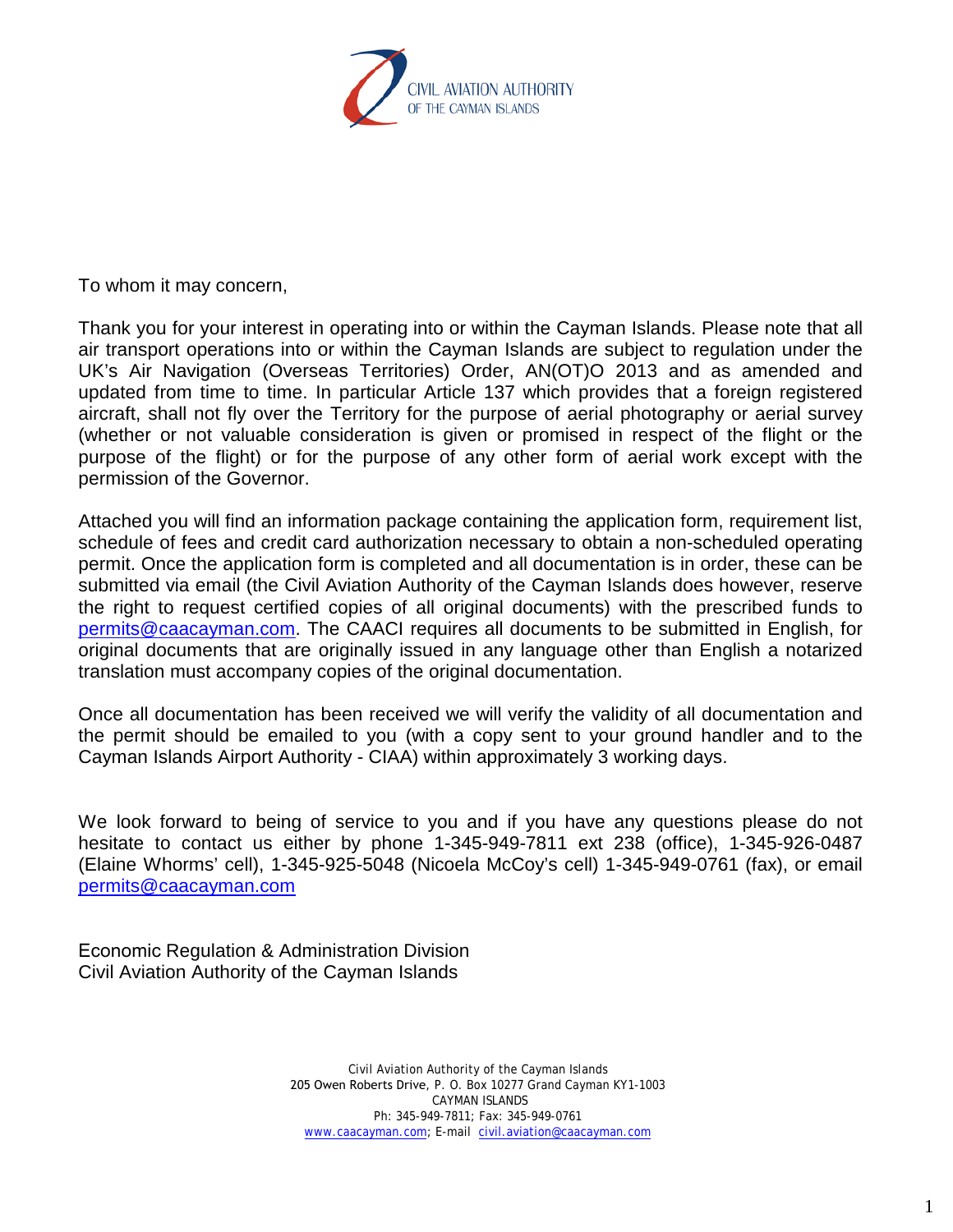CIVIL AVIATION AUTHORITY
OF THE CAYMAN ISLANDS

To whom it may concern,

Thank you for your interest in operating into or within the Cayman Islands. Please note that all air transport operations into or within the Cayman Islands are subject to regulation under the UK's Air Navigation (Overseas Territories) Order, AN(OT)O 2013 and as amended and updated from time to time. In particular Article 137 which provides that a foreign registered aircraft, shall not fly over the Territory for the purpose of aerial photography or aerial survey (whether or not valuable consideration is given or promised in respect of the flight or the purpose of the flight) or for the purpose of any other form of aerial work except with the permission of the Governor.

Attached you will find an information package containing the application form, requirement list, schedule of fees and credit card authorization necessary to obtain a non-scheduled operating permit. Once the application form is completed and all documentation is in order, these can be submitted via email (the Civil Aviation Authority of the Cayman Islands does however, reserve the right to request certified copies of all original documents) with the prescribed funds to permits@caacayman.com. The CAACI requires all documents to be submitted in English, for original documents that are originally issued in any language other than English a notarized translation must accompany copies of the original documentation.

Once all documentation has been received we will verify the validity of all documentation and the permit should be emailed to you (with a copy sent to your ground handler and to the Cayman Islands Airport Authority - CIAA) within approximately 3 working days.

We look forward to being of service to you and if you have any questions please do not hesitate to contact us either by phone 1-345-949-7811 ext 238 (office), 1-345-926-0487 (Elaine Whorms' cell), 1-345-925-5048 (Nicoela McCoy's cell) 1-345-949-0761 (fax), or email permits@caacayman.com

Economic Regulation & Administration Division
Civil Aviation Authority of the Cayman Islands

Civil Aviation Authority of the Cayman Islands
205 Owen Roberts Drive, P. O. Box 10277 Grand Cayman KY1-1003
CAYMAN ISLANDS
Ph: 345-949-7811; Fax: 345-949-0761
www.caacayman.com; E-mail civil.aviation@caacayman.com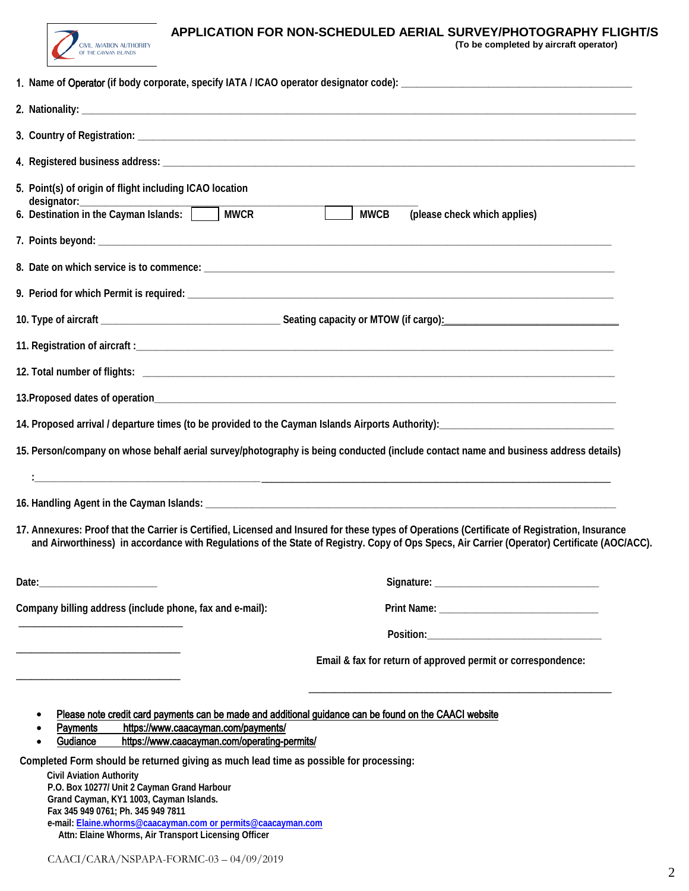CIVIL AVIATION AUTHORITY OF THE CAYMAN ISLANDS

# APPLICATION FOR NON-SCHEDULED AERIAL SURVEY/PHOTOGRAPHY FLIGHT/S

**(To be completed by aircraft operator)**

1. Name of Operator (if body corporate, specify IATA / ICAO operator designator code): ____________________________________

2. Nationality: ____________________________________

3. Country of Registration: ____________________________________

4. Registered business address: ____________________________________

5. Point(s) of origin of flight including ICAO location designator: ____________________________________

6. Destination in the Cayman Islands: ☐ MWCR ☐ MWCB (please check which applies)

7. Points beyond: ____________________________________

8. Date on which service is to commence: ____________________________________

9. Period for which Permit is required: ____________________________________

10. Type of aircraft ____________________ Seating capacity or MTOW (if cargo): ____________________

11. Registration of aircraft : ____________________________________

12. Total number of flights: ____________________________________

13. Proposed dates of operation ____________________________________

14. Proposed arrival / departure times (to be provided to the Cayman Islands Airports Authority): ____________________

15. Person/company on whose behalf aerial survey/photography is being conducted (include contact name and business address details)

    : ____________________________________

16. Handling Agent in the Cayman Islands: ____________________________________

17. Annexures: Proof that the Carrier is Certified, Licensed and Insured for these types of Operations (Certificate of Registration, Insurance and Airworthiness) in accordance with Regulations of the State of Registry. Copy of Ops Specs, Air Carrier (Operator) Certificate (AOC/ACC).

Date: ____________________

Signature: ____________________

Company billing address (include phone, fax and e-mail):

____________________

____________________

____________________

Print Name: ____________________

Position: ____________________

Email & fax for return of approved permit or correspondence:

____________________________________

- Please note credit card payments can be made and additional guidance can be found on the CAACI website
- Payments https://www.caacayman.com/payments/
- Guidance https://www.caacayman.com/operating-permits/

**Completed Form should be returned giving as much lead time as possible for processing:**

**Civil Aviation Authority**
**P.O. Box 10277/ Unit 2 Cayman Grand Harbour**
**Grand Cayman, KY1 1003, Cayman Islands.**
**Fax 345 949 0761; Ph. 345 949 7811**
**e-mail: Elaine.whorms@caacayman.com or permits@caacayman.com**
**Attn: Elaine Whorms, Air Transport Licensing Officer**

CAACI/CARA/NSPAPA-FORMC-03 – 04/09/2019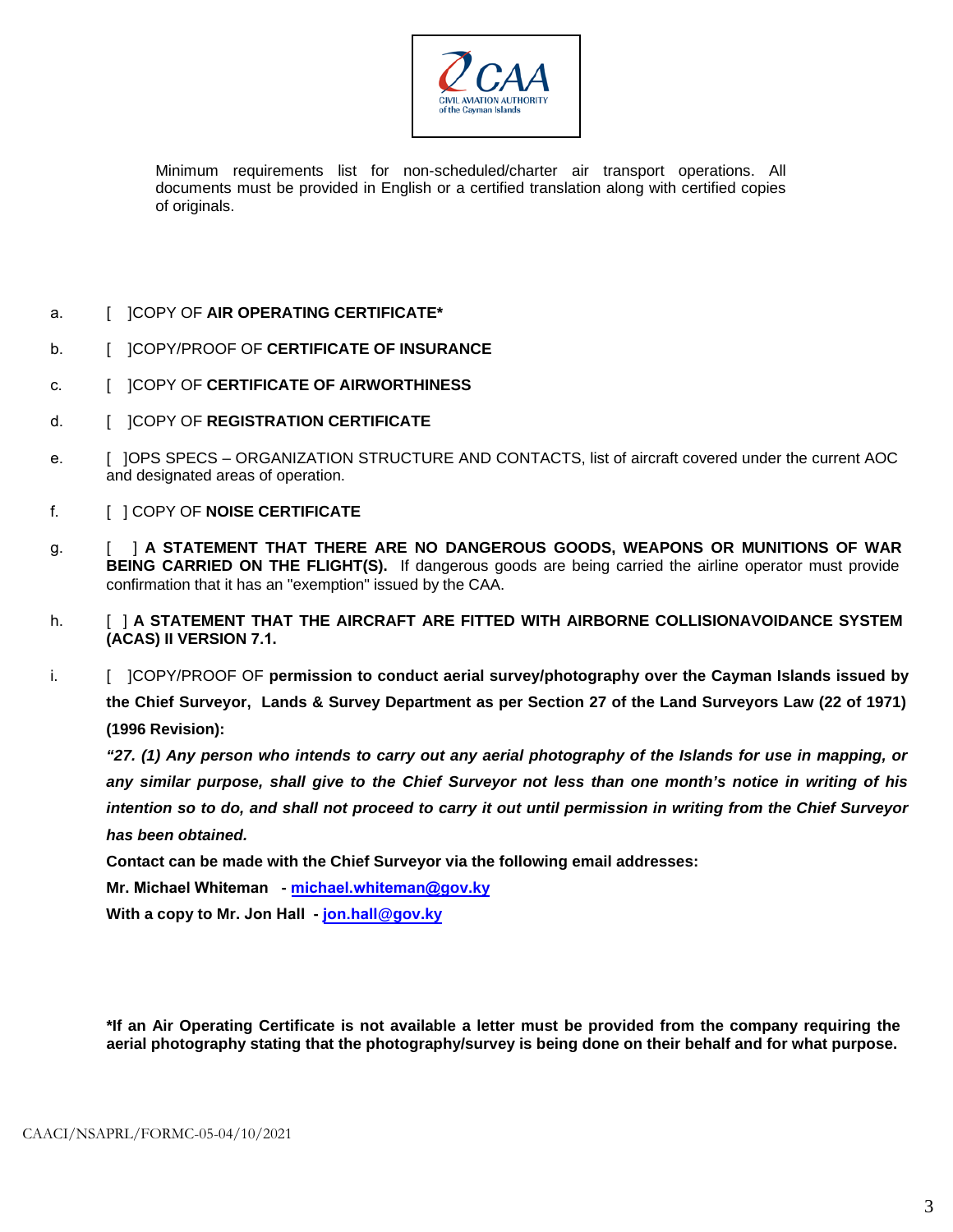Minimum requirements list for non-scheduled/charter air transport operations. All documents must be provided in English or a certified translation along with certified copies of originals.

a. [ ]COPY OF **AIR OPERATING CERTIFICATE***

b. [ ]COPY/PROOF OF **CERTIFICATE OF INSURANCE**

c. [ ]COPY OF **CERTIFICATE OF AIRWORTHINESS**

d. [ ]COPY OF **REGISTRATION CERTIFICATE**

e. [ ]OPS SPECS – ORGANIZATION STRUCTURE AND CONTACTS, list of aircraft covered under the current AOC and designated areas of operation.

f. [ ] COPY OF **NOISE CERTIFICATE**

g. [ ] **A STATEMENT THAT THERE ARE NO DANGEROUS GOODS, WEAPONS OR MUNITIONS OF WAR BEING CARRIED ON THE FLIGHT(S).** If dangerous goods are being carried the airline operator must provide confirmation that it has an "exemption" issued by the CAA.

h. [ ] **A STATEMENT THAT THE AIRCRAFT ARE FITTED WITH AIRBORNE COLLISIONAVOIDANCE SYSTEM (ACAS) II VERSION 7.1.**

i. [ ]COPY/PROOF OF **permission to conduct aerial survey/photography over the Cayman Islands issued by the Chief Surveyor, Lands & Survey Department as per Section 27 of the Land Surveyors Law (22 of 1971) (1996 Revision):**

***"27. (1) Any person who intends to carry out any aerial photography of the Islands for use in mapping, or any similar purpose, shall give to the Chief Surveyor not less than one month's notice in writing of his intention so to do, and shall not proceed to carry it out until permission in writing from the Chief Surveyor has been obtained.***

**Contact can be made with the Chief Surveyor via the following email addresses:**

**Mr. Michael Whiteman - michael.whiteman@gov.ky**

**With a copy to Mr. Jon Hall - jon.hall@gov.ky**

**\*If an Air Operating Certificate is not available a letter must be provided from the company requiring the aerial photography stating that the photography/survey is being done on their behalf and for what purpose.**

CAACI/NSAPRL/FORMC-05-04/10/2021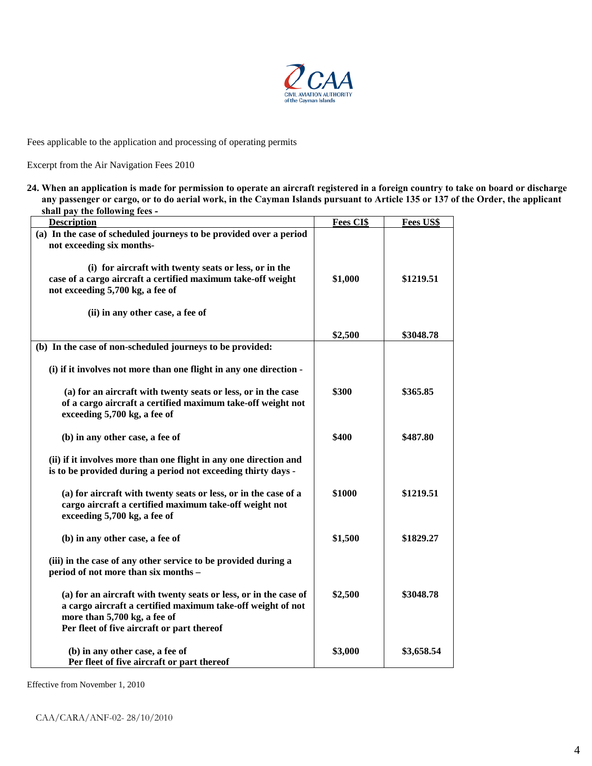CAA
CIVIL AVIATION AUTHORITY
of the Cayman Islands

Fees applicable to the application and processing of operating permits

Excerpt from the Air Navigation Fees 2010

**24. When an application is made for permission to operate an aircraft registered in a foreign country to take on board or discharge any passenger or cargo, or to do aerial work, in the Cayman Islands pursuant to Article 135 or 137 of the Order, the applicant shall pay the following fees -**

| **Description** | **Fees CI$** | **Fees US$** |
|---|---|---|
| **(a) In the case of scheduled journeys to be provided over a period not exceeding six months-** | | |
| **(i) for aircraft with twenty seats or less, or in the case of a cargo aircraft a certified maximum take-off weight not exceeding 5,700 kg, a fee of** | **$1,000** | **$1219.51** |
| **(ii) in any other case, a fee of** | **$2,500** | **$3048.78** |
| **(b) In the case of non-scheduled journeys to be provided:** | | |
| **(i) if it involves not more than one flight in any one direction -** | | |
| **(a) for an aircraft with twenty seats or less, or in the case of a cargo aircraft a certified maximum take-off weight not exceeding 5,700 kg, a fee of** | **$300** | **$365.85** |
| **(b) in any other case, a fee of** | **$400** | **$487.80** |
| **(ii) if it involves more than one flight in any one direction and is to be provided during a period not exceeding thirty days -** | | |
| **(a) for aircraft with twenty seats or less, or in the case of a cargo aircraft a certified maximum take-off weight not exceeding 5,700 kg, a fee of** | **$1000** | **$1219.51** |
| **(b) in any other case, a fee of** | **$1,500** | **$1829.27** |
| **(iii) in the case of any other service to be provided during a period of not more than six months –** | | |
| **(a) for an aircraft with twenty seats or less, or in the case of a cargo aircraft a certified maximum take-off weight of not more than 5,700 kg, a fee of Per fleet of five aircraft or part thereof** | **$2,500** | **$3048.78** |
| **(b) in any other case, a fee of Per fleet of five aircraft or part thereof** | **$3,000** | **$3,658.54** |

Effective from November 1, 2010

CAA/CARA/ANF-02- 28/10/2010